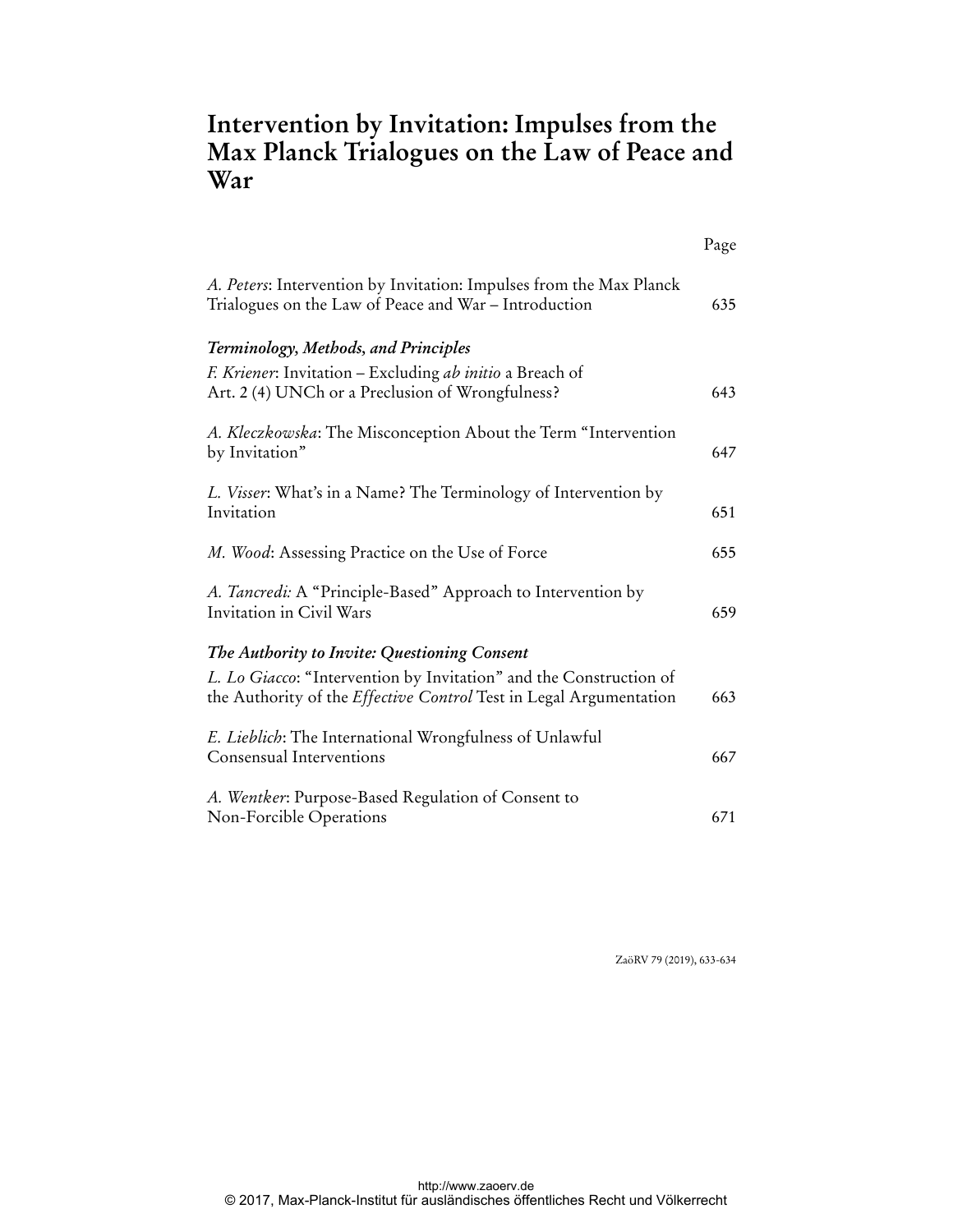# Intervention by Invitation: Impulses from the Max Planck Trialogues on the Law of Peace and War

| | Page |
|---|---|
| *A. Peters*: Intervention by Invitation: Impulses from the Max Planck Trialogues on the Law of Peace and War – Introduction | 635 |
| ***Terminology, Methods, and Principles*** | |
| *F. Kriener*: Invitation – Excluding *ab initio* a Breach of Art. 2 (4) UNCh or a Preclusion of Wrongfulness? | 643 |
| *A. Kleczkowska*: The Misconception About the Term "Intervention by Invitation" | 647 |
| *L. Visser*: What's in a Name? The Terminology of Intervention by Invitation | 651 |
| *M. Wood*: Assessing Practice on the Use of Force | 655 |
| *A. Tancredi:* A "Principle-Based" Approach to Intervention by Invitation in Civil Wars | 659 |
| ***The Authority to Invite: Questioning Consent*** | |
| *L. Lo Giacco*: "Intervention by Invitation" and the Construction of the Authority of the *Effective Control* Test in Legal Argumentation | 663 |
| *E. Lieblich*: The International Wrongfulness of Unlawful Consensual Interventions | 667 |
| *A. Wentker*: Purpose-Based Regulation of Consent to Non-Forcible Operations | 671 |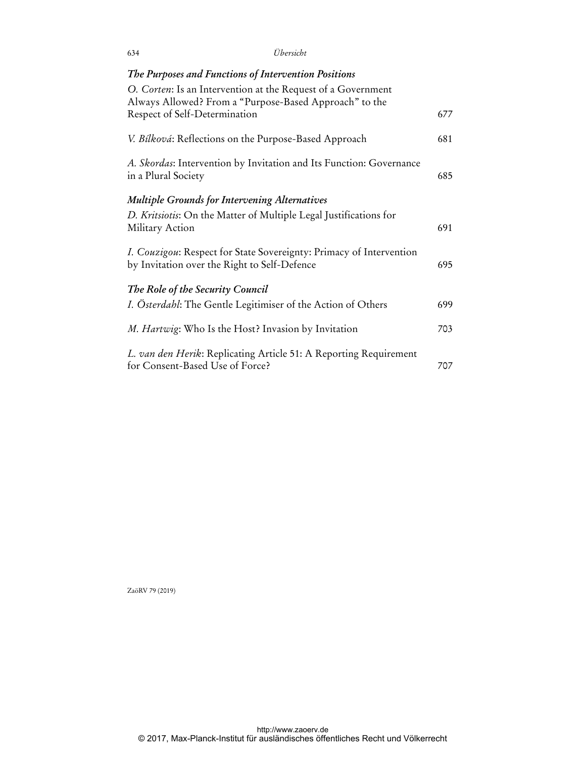### *The Purposes and Functions of Intervention Positions*

*O. Corten*: Is an Intervention at the Request of a Government Always Allowed? From a "Purpose-Based Approach" to the Respect of Self-Determination 677

*V. Bílková*: Reflections on the Purpose-Based Approach 681

*A. Skordas*: Intervention by Invitation and Its Function: Governance in a Plural Society 685

### *Multiple Grounds for Intervening Alternatives*

*D. Kritsiotis*: On the Matter of Multiple Legal Justifications for Military Action 691

*I. Couzigou*: Respect for State Sovereignty: Primacy of Intervention by Invitation over the Right to Self-Defence 695

### *The Role of the Security Council*

*I. Österdahl*: The Gentle Legitimiser of the Action of Others 699

*M. Hartwig*: Who Is the Host? Invasion by Invitation 703

*L. van den Herik*: Replicating Article 51: A Reporting Requirement for Consent-Based Use of Force? 707